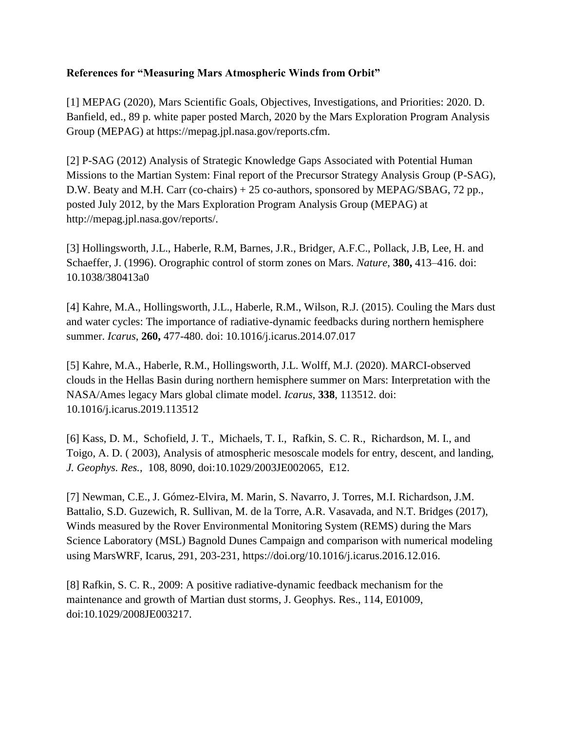**References for "Measuring Mars Atmospheric Winds from Orbit"**

[1] MEPAG (2020), Mars Scientific Goals, Objectives, Investigations, and Priorities: 2020. D. Banfield, ed., 89 p. white paper posted March, 2020 by the Mars Exploration Program Analysis Group (MEPAG) at https://mepag.jpl.nasa.gov/reports.cfm.

[2] P-SAG (2012) Analysis of Strategic Knowledge Gaps Associated with Potential Human Missions to the Martian System: Final report of the Precursor Strategy Analysis Group (P-SAG), D.W. Beaty and M.H. Carr (co-chairs) + 25 co-authors, sponsored by MEPAG/SBAG, 72 pp., posted July 2012, by the Mars Exploration Program Analysis Group (MEPAG) at http://mepag.jpl.nasa.gov/reports/.

[3] Hollingsworth, J.L., Haberle, R.M, Barnes, J.R., Bridger, A.F.C., Pollack, J.B, Lee, H. and Schaeffer, J. (1996). Orographic control of storm zones on Mars. *Nature*, **380,** 413–416. doi: 10.1038/380413a0

[4] Kahre, M.A., Hollingsworth, J.L., Haberle, R.M., Wilson, R.J. (2015). Couling the Mars dust and water cycles: The importance of radiative-dynamic feedbacks during northern hemisphere summer. *Icarus*, **260,** 477-480. doi: 10.1016/j.icarus.2014.07.017

[5] Kahre, M.A., Haberle, R.M., Hollingsworth, J.L. Wolff, M.J. (2020). MARCI-observed clouds in the Hellas Basin during northern hemisphere summer on Mars: Interpretation with the NASA/Ames legacy Mars global climate model. *Icarus*, **338**, 113512. doi: 10.1016/j.icarus.2019.113512

[6] Kass, D. M., Schofield, J. T., Michaels, T. I., Rafkin, S. C. R., Richardson, M. I., and Toigo, A. D. ( 2003), Analysis of atmospheric mesoscale models for entry, descent, and landing, *J. Geophys. Res.*, 108, 8090, doi:10.1029/2003JE002065, E12.

[7] Newman, C.E., J. Gómez-Elvira, M. Marin, S. Navarro, J. Torres, M.I. Richardson, J.M. Battalio, S.D. Guzewich, R. Sullivan, M. de la Torre, A.R. Vasavada, and N.T. Bridges (2017), Winds measured by the Rover Environmental Monitoring System (REMS) during the Mars Science Laboratory (MSL) Bagnold Dunes Campaign and comparison with numerical modeling using MarsWRF, Icarus, 291, 203-231, https://doi.org/10.1016/j.icarus.2016.12.016.

[8] Rafkin, S. C. R., 2009: A positive radiative-dynamic feedback mechanism for the maintenance and growth of Martian dust storms, J. Geophys. Res., 114, E01009, doi:10.1029/2008JE003217.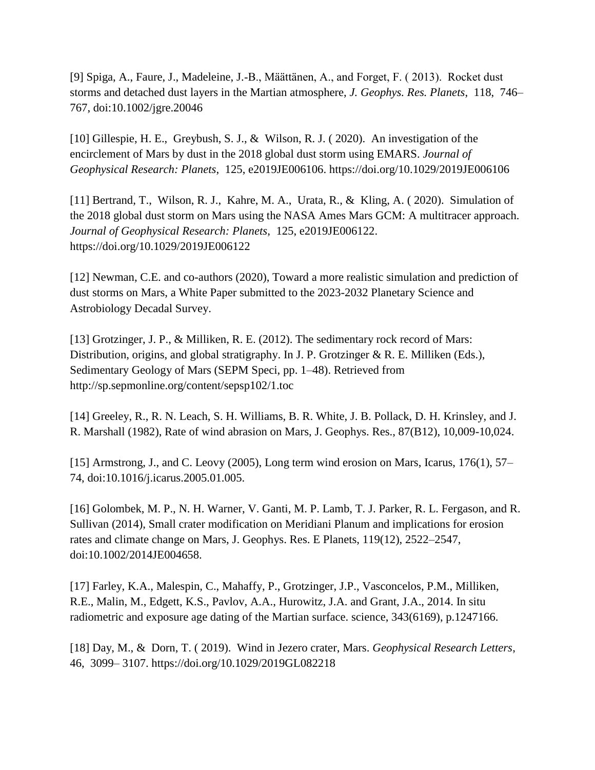[9] Spiga, A., Faure, J., Madeleine, J.-B., Määttänen, A., and Forget, F. ( 2013). Rocket dust storms and detached dust layers in the Martian atmosphere, *J. Geophys. Res. Planets*, 118, 746–767, doi:10.1002/jgre.20046

[10] Gillespie, H. E., Greybush, S. J., & Wilson, R. J. ( 2020). An investigation of the encirclement of Mars by dust in the 2018 global dust storm using EMARS. *Journal of Geophysical Research: Planets*, 125, e2019JE006106. https://doi.org/10.1029/2019JE006106

[11] Bertrand, T., Wilson, R. J., Kahre, M. A., Urata, R., & Kling, A. ( 2020). Simulation of the 2018 global dust storm on Mars using the NASA Ames Mars GCM: A multitracer approach. *Journal of Geophysical Research: Planets*, 125, e2019JE006122. https://doi.org/10.1029/2019JE006122

[12] Newman, C.E. and co-authors (2020), Toward a more realistic simulation and prediction of dust storms on Mars, a White Paper submitted to the 2023-2032 Planetary Science and Astrobiology Decadal Survey.

[13] Grotzinger, J. P., & Milliken, R. E. (2012). The sedimentary rock record of Mars: Distribution, origins, and global stratigraphy. In J. P. Grotzinger & R. E. Milliken (Eds.), Sedimentary Geology of Mars (SEPM Speci, pp. 1–48). Retrieved from http://sp.sepmonline.org/content/sepsp102/1.toc

[14] Greeley, R., R. N. Leach, S. H. Williams, B. R. White, J. B. Pollack, D. H. Krinsley, and J. R. Marshall (1982), Rate of wind abrasion on Mars, J. Geophys. Res., 87(B12), 10,009-10,024.

[15] Armstrong, J., and C. Leovy (2005), Long term wind erosion on Mars, Icarus, 176(1), 57–74, doi:10.1016/j.icarus.2005.01.005.

[16] Golombek, M. P., N. H. Warner, V. Ganti, M. P. Lamb, T. J. Parker, R. L. Fergason, and R. Sullivan (2014), Small crater modification on Meridiani Planum and implications for erosion rates and climate change on Mars, J. Geophys. Res. E Planets, 119(12), 2522–2547, doi:10.1002/2014JE004658.

[17] Farley, K.A., Malespin, C., Mahaffy, P., Grotzinger, J.P., Vasconcelos, P.M., Milliken, R.E., Malin, M., Edgett, K.S., Pavlov, A.A., Hurowitz, J.A. and Grant, J.A., 2014. In situ radiometric and exposure age dating of the Martian surface. science, 343(6169), p.1247166.

[18] Day, M., & Dorn, T. ( 2019). Wind in Jezero crater, Mars. *Geophysical Research Letters*, 46, 3099– 3107. https://doi.org/10.1029/2019GL082218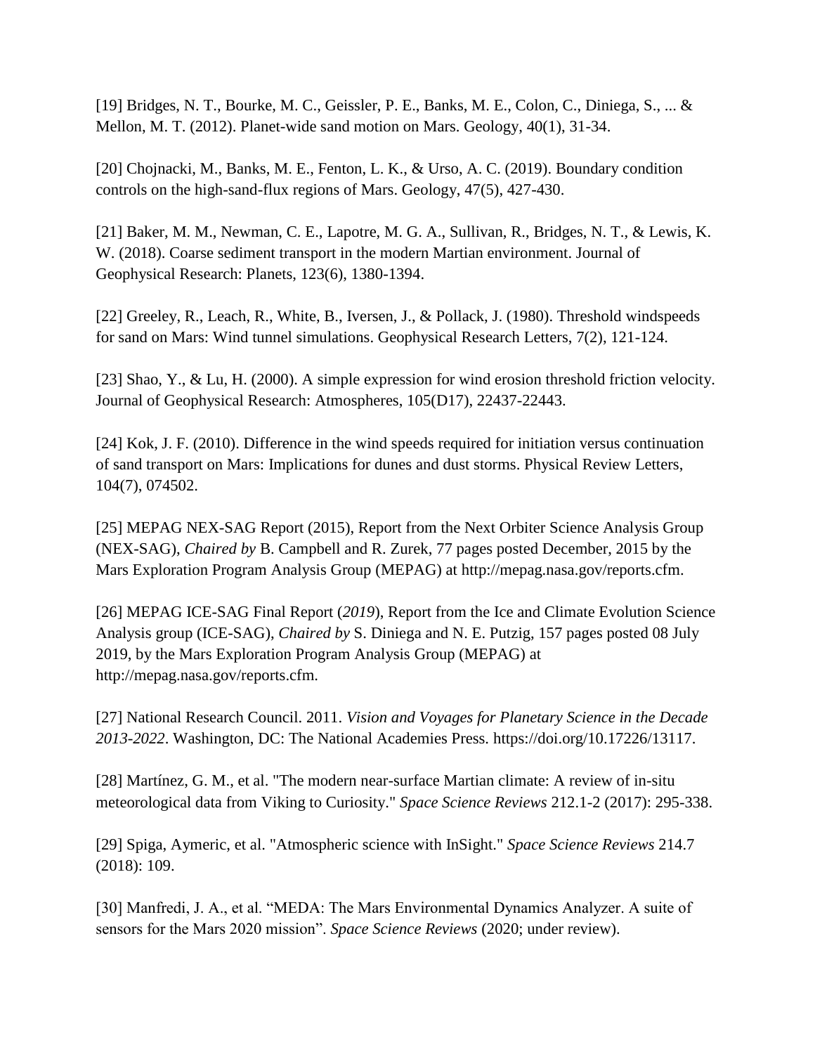[19] Bridges, N. T., Bourke, M. C., Geissler, P. E., Banks, M. E., Colon, C., Diniega, S., ... & Mellon, M. T. (2012). Planet-wide sand motion on Mars. Geology, 40(1), 31-34.

[20] Chojnacki, M., Banks, M. E., Fenton, L. K., & Urso, A. C. (2019). Boundary condition controls on the high-sand-flux regions of Mars. Geology, 47(5), 427-430.

[21] Baker, M. M., Newman, C. E., Lapotre, M. G. A., Sullivan, R., Bridges, N. T., & Lewis, K. W. (2018). Coarse sediment transport in the modern Martian environment. Journal of Geophysical Research: Planets, 123(6), 1380-1394.

[22] Greeley, R., Leach, R., White, B., Iversen, J., & Pollack, J. (1980). Threshold windspeeds for sand on Mars: Wind tunnel simulations. Geophysical Research Letters, 7(2), 121-124.

[23] Shao, Y., & Lu, H. (2000). A simple expression for wind erosion threshold friction velocity. Journal of Geophysical Research: Atmospheres, 105(D17), 22437-22443.

[24] Kok, J. F. (2010). Difference in the wind speeds required for initiation versus continuation of sand transport on Mars: Implications for dunes and dust storms. Physical Review Letters, 104(7), 074502.

[25] MEPAG NEX-SAG Report (2015), Report from the Next Orbiter Science Analysis Group (NEX-SAG), *Chaired by* B. Campbell and R. Zurek, 77 pages posted December, 2015 by the Mars Exploration Program Analysis Group (MEPAG) at http://mepag.nasa.gov/reports.cfm.

[26] MEPAG ICE-SAG Final Report (*2019*), Report from the Ice and Climate Evolution Science Analysis group (ICE-SAG), *Chaired by* S. Diniega and N. E. Putzig, 157 pages posted 08 July 2019, by the Mars Exploration Program Analysis Group (MEPAG) at http://mepag.nasa.gov/reports.cfm.

[27] National Research Council. 2011. *Vision and Voyages for Planetary Science in the Decade 2013-2022*. Washington, DC: The National Academies Press. https://doi.org/10.17226/13117.

[28] Martínez, G. M., et al. "The modern near-surface Martian climate: A review of in-situ meteorological data from Viking to Curiosity." *Space Science Reviews* 212.1-2 (2017): 295-338.

[29] Spiga, Aymeric, et al. "Atmospheric science with InSight." *Space Science Reviews* 214.7 (2018): 109.

[30] Manfredi, J. A., et al. "MEDA: The Mars Environmental Dynamics Analyzer. A suite of sensors for the Mars 2020 mission". *Space Science Reviews* (2020; under review).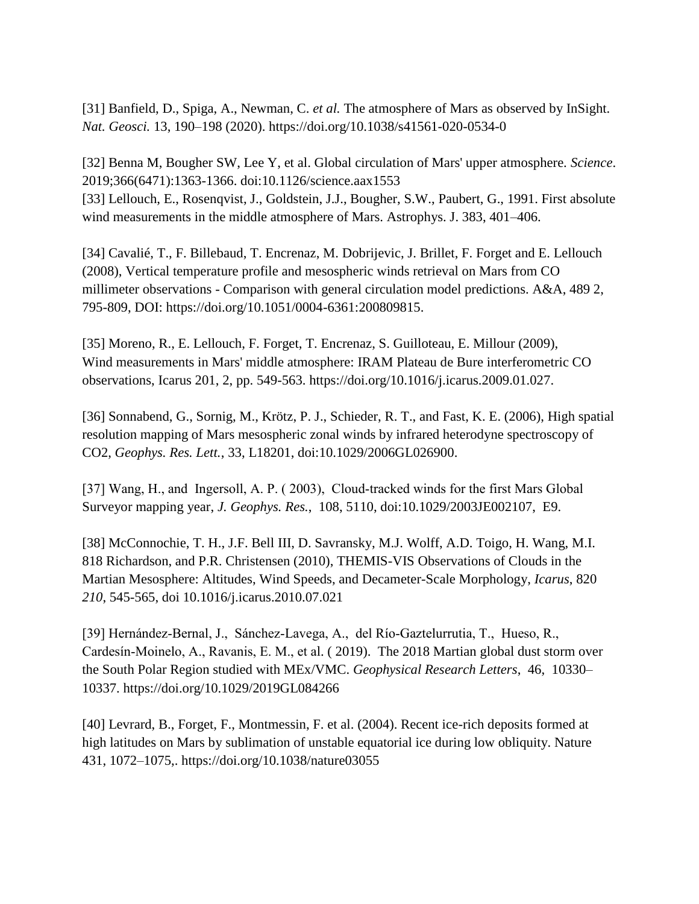[31] Banfield, D., Spiga, A., Newman, C. *et al.* The atmosphere of Mars as observed by InSight. *Nat. Geosci.* 13, 190–198 (2020). https://doi.org/10.1038/s41561-020-0534-0

[32] Benna M, Bougher SW, Lee Y, et al. Global circulation of Mars' upper atmosphere. *Science*. 2019;366(6471):1363-1366. doi:10.1126/science.aax1553

[33] Lellouch, E., Rosenqvist, J., Goldstein, J.J., Bougher, S.W., Paubert, G., 1991. First absolute wind measurements in the middle atmosphere of Mars. Astrophys. J. 383, 401–406.

[34] Cavalié, T., F. Billebaud, T. Encrenaz, M. Dobrijevic, J. Brillet, F. Forget and E. Lellouch (2008), Vertical temperature profile and mesospheric winds retrieval on Mars from CO millimeter observations - Comparison with general circulation model predictions. A&A, 489 2, 795-809, DOI: https://doi.org/10.1051/0004-6361:200809815.

[35] Moreno, R., E. Lellouch, F. Forget, T. Encrenaz, S. Guilloteau, E. Millour (2009), Wind measurements in Mars' middle atmosphere: IRAM Plateau de Bure interferometric CO observations, Icarus 201, 2, pp. 549-563. https://doi.org/10.1016/j.icarus.2009.01.027.

[36] Sonnabend, G., Sornig, M., Krötz, P. J., Schieder, R. T., and Fast, K. E. (2006), High spatial resolution mapping of Mars mesospheric zonal winds by infrared heterodyne spectroscopy of CO2, *Geophys. Res. Lett.*, 33, L18201, doi:10.1029/2006GL026900.

[37] Wang, H., and Ingersoll, A. P. ( 2003), Cloud-tracked winds for the first Mars Global Surveyor mapping year, *J. Geophys. Res.*, 108, 5110, doi:10.1029/2003JE002107, E9.

[38] McConnochie, T. H., J.F. Bell III, D. Savransky, M.J. Wolff, A.D. Toigo, H. Wang, M.I. 818 Richardson, and P.R. Christensen (2010), THEMIS-VIS Observations of Clouds in the Martian Mesosphere: Altitudes, Wind Speeds, and Decameter-Scale Morphology, *Icarus*, 820 *210*, 545-565, doi 10.1016/j.icarus.2010.07.021

[39] Hernández-Bernal, J., Sánchez-Lavega, A., del Río-Gaztelurrutia, T., Hueso, R., Cardesín-Moinelo, A., Ravanis, E. M., et al. ( 2019). The 2018 Martian global dust storm over the South Polar Region studied with MEx/VMC. *Geophysical Research Letters*, 46, 10330–10337. https://doi.org/10.1029/2019GL084266

[40] Levrard, B., Forget, F., Montmessin, F. et al. (2004). Recent ice-rich deposits formed at high latitudes on Mars by sublimation of unstable equatorial ice during low obliquity. Nature 431, 1072–1075,. https://doi.org/10.1038/nature03055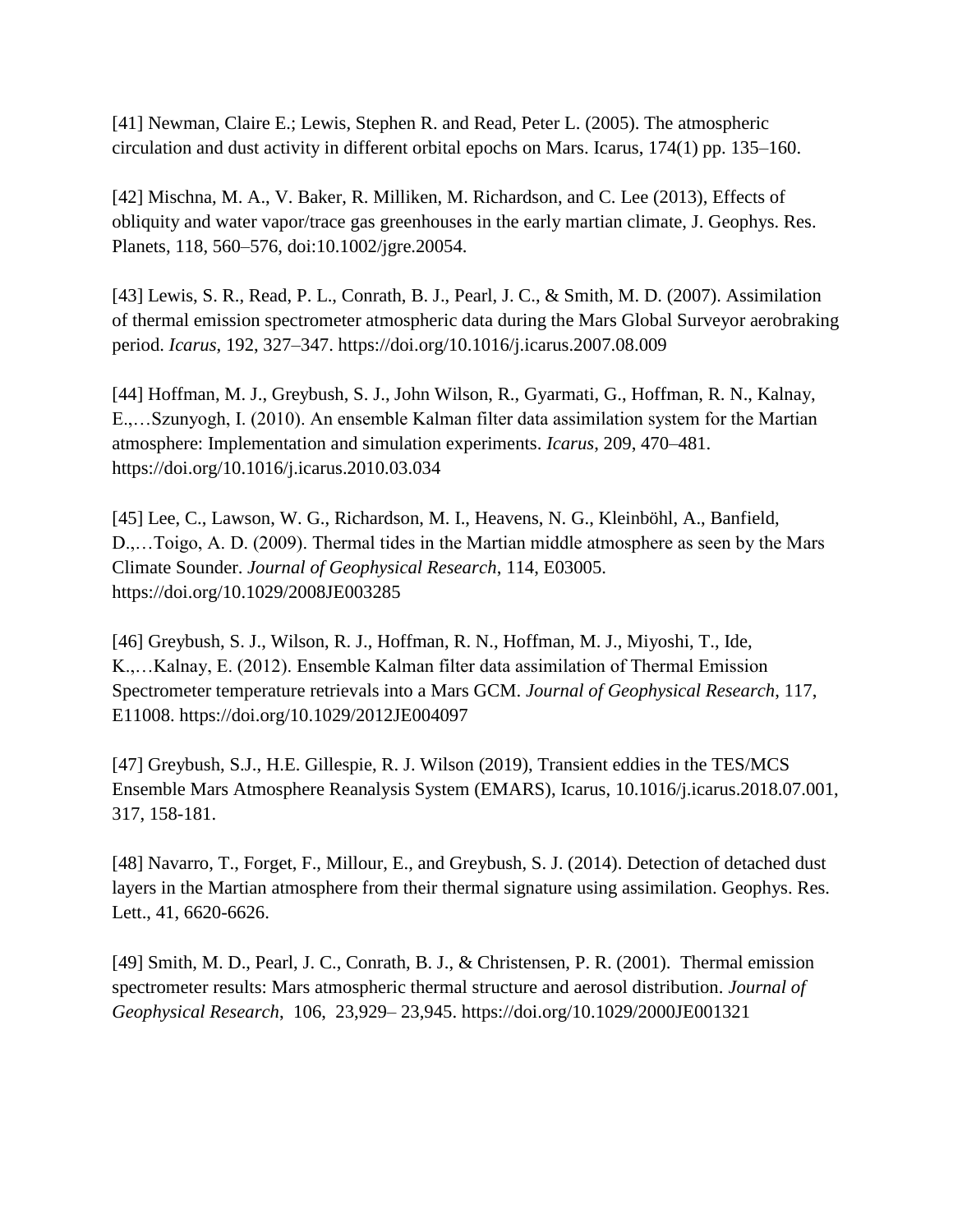[41] Newman, Claire E.; Lewis, Stephen R. and Read, Peter L. (2005). The atmospheric circulation and dust activity in different orbital epochs on Mars. Icarus, 174(1) pp. 135–160.

[42] Mischna, M. A., V. Baker, R. Milliken, M. Richardson, and C. Lee (2013), Effects of obliquity and water vapor/trace gas greenhouses in the early martian climate, J. Geophys. Res. Planets, 118, 560–576, doi:10.1002/jgre.20054.

[43] Lewis, S. R., Read, P. L., Conrath, B. J., Pearl, J. C., & Smith, M. D. (2007). Assimilation of thermal emission spectrometer atmospheric data during the Mars Global Surveyor aerobraking period. *Icarus*, 192, 327–347. https://doi.org/10.1016/j.icarus.2007.08.009

[44] Hoffman, M. J., Greybush, S. J., John Wilson, R., Gyarmati, G., Hoffman, R. N., Kalnay, E.,…Szunyogh, I. (2010). An ensemble Kalman filter data assimilation system for the Martian atmosphere: Implementation and simulation experiments. *Icarus*, 209, 470–481. https://doi.org/10.1016/j.icarus.2010.03.034

[45] Lee, C., Lawson, W. G., Richardson, M. I., Heavens, N. G., Kleinböhl, A., Banfield, D.,…Toigo, A. D. (2009). Thermal tides in the Martian middle atmosphere as seen by the Mars Climate Sounder. *Journal of Geophysical Research*, 114, E03005. https://doi.org/10.1029/2008JE003285

[46] Greybush, S. J., Wilson, R. J., Hoffman, R. N., Hoffman, M. J., Miyoshi, T., Ide, K.,…Kalnay, E. (2012). Ensemble Kalman filter data assimilation of Thermal Emission Spectrometer temperature retrievals into a Mars GCM. *Journal of Geophysical Research*, 117, E11008. https://doi.org/10.1029/2012JE004097

[47] Greybush, S.J., H.E. Gillespie, R. J. Wilson (2019), Transient eddies in the TES/MCS Ensemble Mars Atmosphere Reanalysis System (EMARS), Icarus, 10.1016/j.icarus.2018.07.001, 317, 158-181.

[48] Navarro, T., Forget, F., Millour, E., and Greybush, S. J. (2014). Detection of detached dust layers in the Martian atmosphere from their thermal signature using assimilation. Geophys. Res. Lett., 41, 6620-6626.

[49] Smith, M. D., Pearl, J. C., Conrath, B. J., & Christensen, P. R. (2001). Thermal emission spectrometer results: Mars atmospheric thermal structure and aerosol distribution. *Journal of Geophysical Research*, 106, 23,929– 23,945. https://doi.org/10.1029/2000JE001321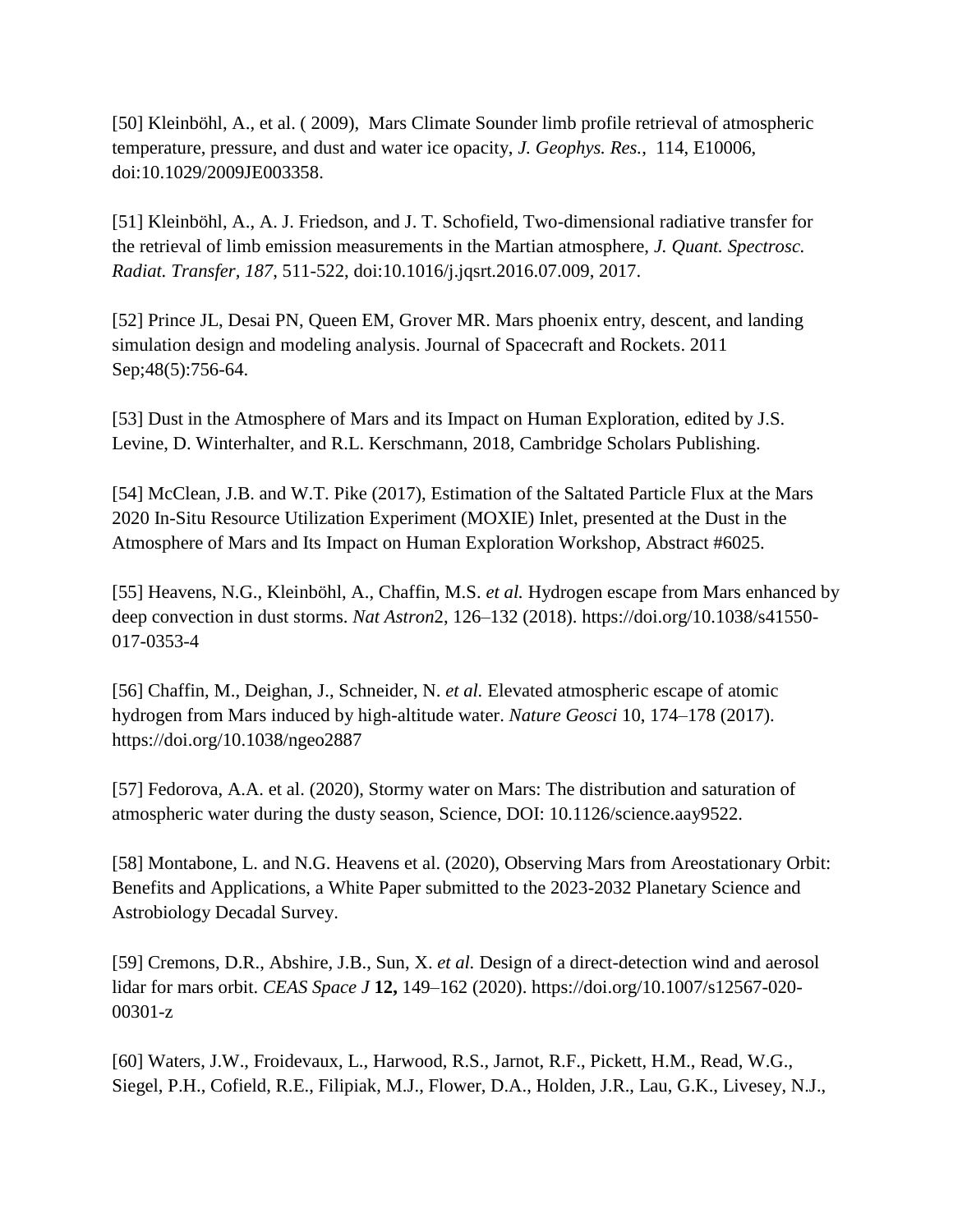[50] Kleinböhl, A., et al. ( 2009), Mars Climate Sounder limb profile retrieval of atmospheric temperature, pressure, and dust and water ice opacity, *J. Geophys. Res.*, 114, E10006, doi:10.1029/2009JE003358.

[51] Kleinböhl, A., A. J. Friedson, and J. T. Schofield, Two-dimensional radiative transfer for the retrieval of limb emission measurements in the Martian atmosphere, *J. Quant. Spectrosc. Radiat. Transfer, 187*, 511-522, doi:10.1016/j.jqsrt.2016.07.009, 2017.

[52] Prince JL, Desai PN, Queen EM, Grover MR. Mars phoenix entry, descent, and landing simulation design and modeling analysis. Journal of Spacecraft and Rockets. 2011 Sep;48(5):756-64.

[53] Dust in the Atmosphere of Mars and its Impact on Human Exploration, edited by J.S. Levine, D. Winterhalter, and R.L. Kerschmann, 2018, Cambridge Scholars Publishing.

[54] McClean, J.B. and W.T. Pike (2017), Estimation of the Saltated Particle Flux at the Mars 2020 In-Situ Resource Utilization Experiment (MOXIE) Inlet, presented at the Dust in the Atmosphere of Mars and Its Impact on Human Exploration Workshop, Abstract #6025.

[55] Heavens, N.G., Kleinböhl, A., Chaffin, M.S. *et al.* Hydrogen escape from Mars enhanced by deep convection in dust storms. *Nat Astron*2, 126–132 (2018). https://doi.org/10.1038/s41550-017-0353-4

[56] Chaffin, M., Deighan, J., Schneider, N. *et al.* Elevated atmospheric escape of atomic hydrogen from Mars induced by high-altitude water. *Nature Geosci* 10, 174–178 (2017). https://doi.org/10.1038/ngeo2887

[57] Fedorova, A.A. et al. (2020), Stormy water on Mars: The distribution and saturation of atmospheric water during the dusty season, Science, DOI: 10.1126/science.aay9522.

[58] Montabone, L. and N.G. Heavens et al. (2020), Observing Mars from Areostationary Orbit: Benefits and Applications, a White Paper submitted to the 2023-2032 Planetary Science and Astrobiology Decadal Survey.

[59] Cremons, D.R., Abshire, J.B., Sun, X. *et al.* Design of a direct-detection wind and aerosol lidar for mars orbit. *CEAS Space J* **12,** 149–162 (2020). https://doi.org/10.1007/s12567-020-00301-z

[60] Waters, J.W., Froidevaux, L., Harwood, R.S., Jarnot, R.F., Pickett, H.M., Read, W.G., Siegel, P.H., Cofield, R.E., Filipiak, M.J., Flower, D.A., Holden, J.R., Lau, G.K., Livesey, N.J.,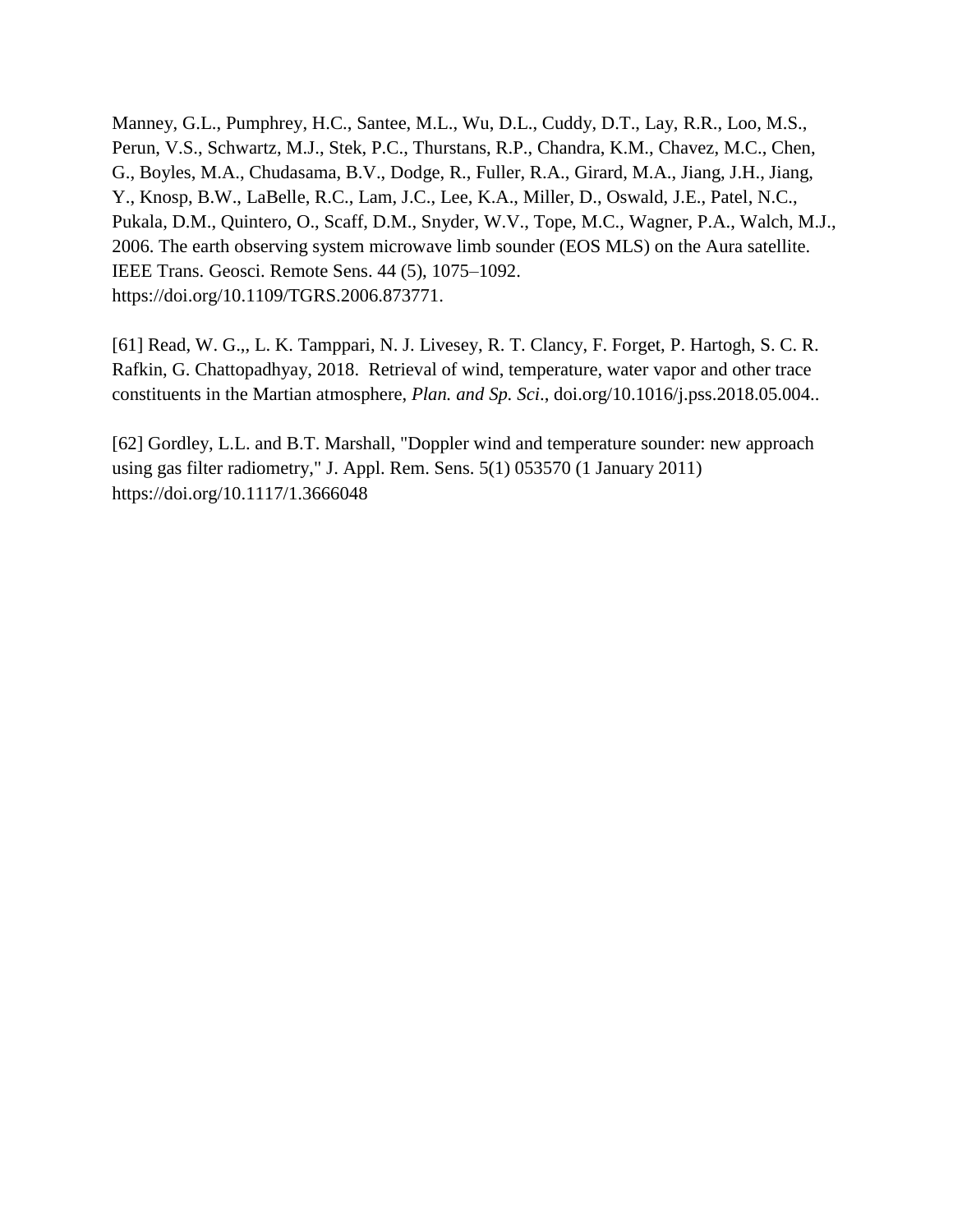Manney, G.L., Pumphrey, H.C., Santee, M.L., Wu, D.L., Cuddy, D.T., Lay, R.R., Loo, M.S., Perun, V.S., Schwartz, M.J., Stek, P.C., Thurstans, R.P., Chandra, K.M., Chavez, M.C., Chen, G., Boyles, M.A., Chudasama, B.V., Dodge, R., Fuller, R.A., Girard, M.A., Jiang, J.H., Jiang, Y., Knosp, B.W., LaBelle, R.C., Lam, J.C., Lee, K.A., Miller, D., Oswald, J.E., Patel, N.C., Pukala, D.M., Quintero, O., Scaff, D.M., Snyder, W.V., Tope, M.C., Wagner, P.A., Walch, M.J., 2006. The earth observing system microwave limb sounder (EOS MLS) on the Aura satellite. IEEE Trans. Geosci. Remote Sens. 44 (5), 1075–1092. https://doi.org/10.1109/TGRS.2006.873771.

[61] Read, W. G.,, L. K. Tamppari, N. J. Livesey, R. T. Clancy, F. Forget, P. Hartogh, S. C. R. Rafkin, G. Chattopadhyay, 2018. Retrieval of wind, temperature, water vapor and other trace constituents in the Martian atmosphere, *Plan. and Sp. Sci*., doi.org/10.1016/j.pss.2018.05.004..

[62] Gordley, L.L. and B.T. Marshall, "Doppler wind and temperature sounder: new approach using gas filter radiometry," J. Appl. Rem. Sens. 5(1) 053570 (1 January 2011) https://doi.org/10.1117/1.3666048